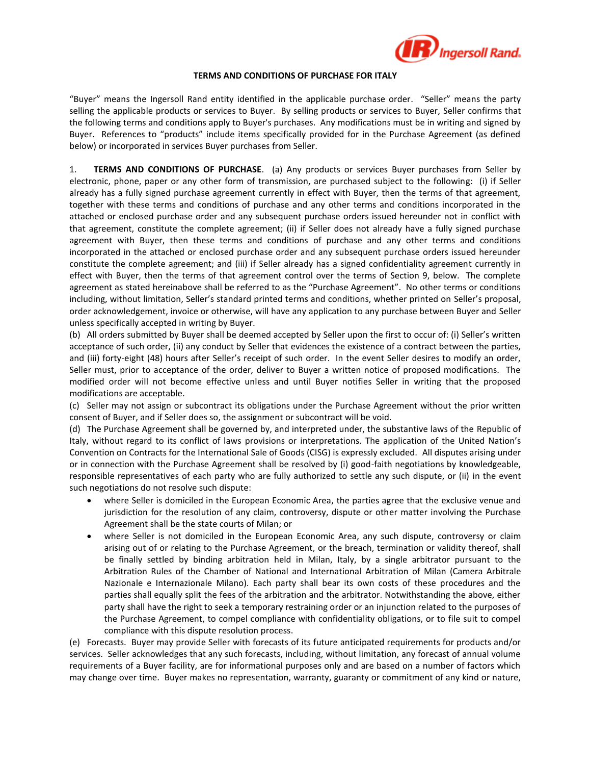# TERMS AND CONDITIONS OF PURCHASE FOR ITALY

"Buyer" means the Ingersoll Rand entity identified in the applicable purchase order. "Seller" means the party selling the applicable products or services to Buyer. By selling products or services to Buyer, Seller confirms that the following terms and conditions apply to Buyer's purchases. Any modifications must be in writing and signed by Buyer. References to "products" include items specifically provided for in the Purchase Agreement (as defined below) or incorporated in services Buyer purchases from Seller.

1. **TERMS AND CONDITIONS OF PURCHASE**. (a) Any products or services Buyer purchases from Seller by electronic, phone, paper or any other form of transmission, are purchased subject to the following: (i) if Seller already has a fully signed purchase agreement currently in effect with Buyer, then the terms of that agreement, together with these terms and conditions of purchase and any other terms and conditions incorporated in the attached or enclosed purchase order and any subsequent purchase orders issued hereunder not in conflict with that agreement, constitute the complete agreement; (ii) if Seller does not already have a fully signed purchase agreement with Buyer, then these terms and conditions of purchase and any other terms and conditions incorporated in the attached or enclosed purchase order and any subsequent purchase orders issued hereunder constitute the complete agreement; and (iii) if Seller already has a signed confidentiality agreement currently in effect with Buyer, then the terms of that agreement control over the terms of Section 9, below. The complete agreement as stated hereinabove shall be referred to as the "Purchase Agreement". No other terms or conditions including, without limitation, Seller's standard printed terms and conditions, whether printed on Seller's proposal, order acknowledgement, invoice or otherwise, will have any application to any purchase between Buyer and Seller unless specifically accepted in writing by Buyer.

(b) All orders submitted by Buyer shall be deemed accepted by Seller upon the first to occur of: (i) Seller's written acceptance of such order, (ii) any conduct by Seller that evidences the existence of a contract between the parties, and (iii) forty-eight (48) hours after Seller's receipt of such order. In the event Seller desires to modify an order, Seller must, prior to acceptance of the order, deliver to Buyer a written notice of proposed modifications. The modified order will not become effective unless and until Buyer notifies Seller in writing that the proposed modifications are acceptable.

(c) Seller may not assign or subcontract its obligations under the Purchase Agreement without the prior written consent of Buyer, and if Seller does so, the assignment or subcontract will be void.

(d) The Purchase Agreement shall be governed by, and interpreted under, the substantive laws of the Republic of Italy, without regard to its conflict of laws provisions or interpretations. The application of the United Nation's Convention on Contracts for the International Sale of Goods (CISG) is expressly excluded. All disputes arising under or in connection with the Purchase Agreement shall be resolved by (i) good-faith negotiations by knowledgeable, responsible representatives of each party who are fully authorized to settle any such dispute, or (ii) in the event such negotiations do not resolve such dispute:

- where Seller is domiciled in the European Economic Area, the parties agree that the exclusive venue and jurisdiction for the resolution of any claim, controversy, dispute or other matter involving the Purchase Agreement shall be the state courts of Milan; or
- where Seller is not domiciled in the European Economic Area, any such dispute, controversy or claim arising out of or relating to the Purchase Agreement, or the breach, termination or validity thereof, shall be finally settled by binding arbitration held in Milan, Italy, by a single arbitrator pursuant to the Arbitration Rules of the Chamber of National and International Arbitration of Milan (Camera Arbitrale Nazionale e Internazionale Milano). Each party shall bear its own costs of these procedures and the parties shall equally split the fees of the arbitration and the arbitrator. Notwithstanding the above, either party shall have the right to seek a temporary restraining order or an injunction related to the purposes of the Purchase Agreement, to compel compliance with confidentiality obligations, or to file suit to compel compliance with this dispute resolution process.

(e) Forecasts. Buyer may provide Seller with forecasts of its future anticipated requirements for products and/or services. Seller acknowledges that any such forecasts, including, without limitation, any forecast of annual volume requirements of a Buyer facility, are for informational purposes only and are based on a number of factors which may change over time. Buyer makes no representation, warranty, guaranty or commitment of any kind or nature,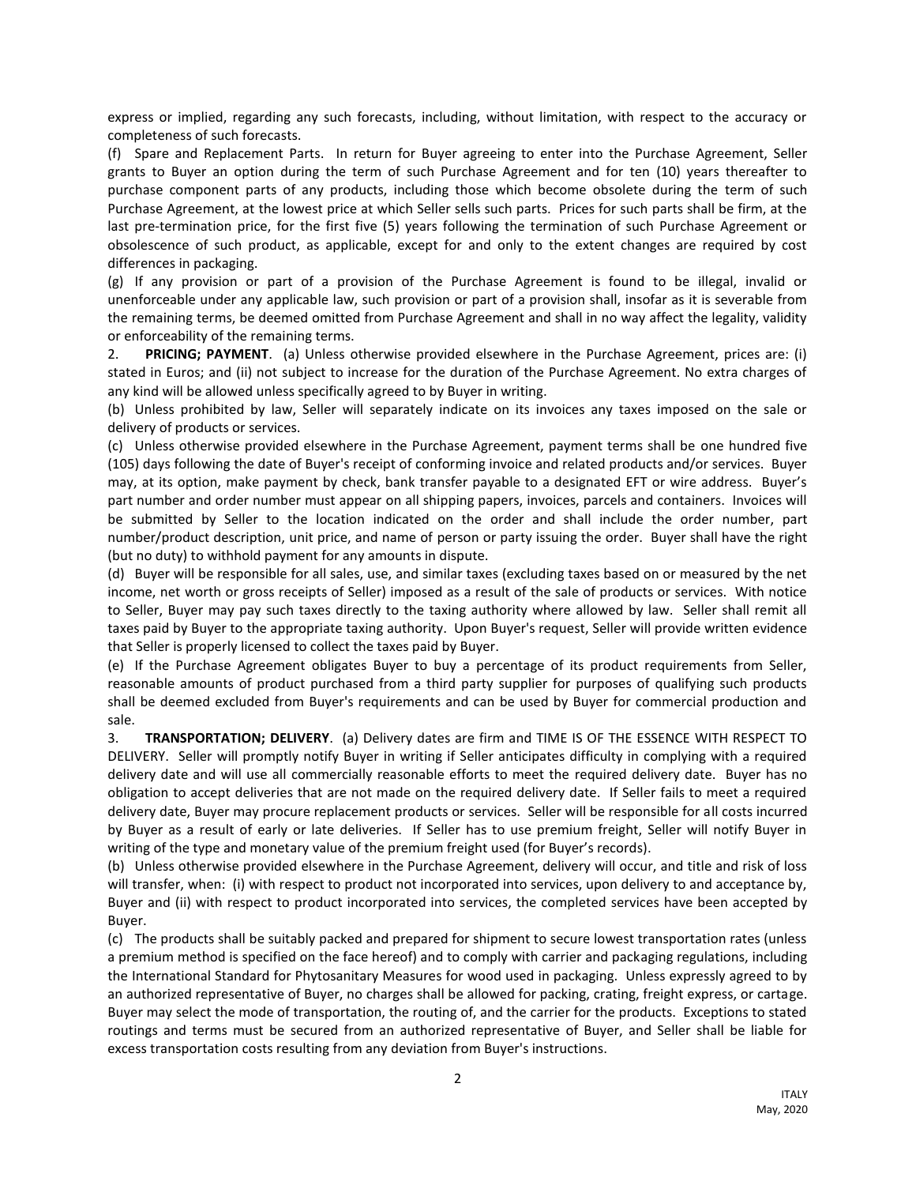express or implied, regarding any such forecasts, including, without limitation, with respect to the accuracy or completeness of such forecasts.

(f) Spare and Replacement Parts. In return for Buyer agreeing to enter into the Purchase Agreement, Seller grants to Buyer an option during the term of such Purchase Agreement and for ten (10) years thereafter to purchase component parts of any products, including those which become obsolete during the term of such Purchase Agreement, at the lowest price at which Seller sells such parts. Prices for such parts shall be firm, at the last pre-termination price, for the first five (5) years following the termination of such Purchase Agreement or obsolescence of such product, as applicable, except for and only to the extent changes are required by cost differences in packaging.

(g) If any provision or part of a provision of the Purchase Agreement is found to be illegal, invalid or unenforceable under any applicable law, such provision or part of a provision shall, insofar as it is severable from the remaining terms, be deemed omitted from Purchase Agreement and shall in no way affect the legality, validity or enforceability of the remaining terms.

2. **PRICING; PAYMENT**. (a) Unless otherwise provided elsewhere in the Purchase Agreement, prices are: (i) stated in Euros; and (ii) not subject to increase for the duration of the Purchase Agreement. No extra charges of any kind will be allowed unless specifically agreed to by Buyer in writing.

(b) Unless prohibited by law, Seller will separately indicate on its invoices any taxes imposed on the sale or delivery of products or services.

(c) Unless otherwise provided elsewhere in the Purchase Agreement, payment terms shall be one hundred five (105) days following the date of Buyer's receipt of conforming invoice and related products and/or services. Buyer may, at its option, make payment by check, bank transfer payable to a designated EFT or wire address. Buyer's part number and order number must appear on all shipping papers, invoices, parcels and containers. Invoices will be submitted by Seller to the location indicated on the order and shall include the order number, part number/product description, unit price, and name of person or party issuing the order. Buyer shall have the right (but no duty) to withhold payment for any amounts in dispute.

(d) Buyer will be responsible for all sales, use, and similar taxes (excluding taxes based on or measured by the net income, net worth or gross receipts of Seller) imposed as a result of the sale of products or services. With notice to Seller, Buyer may pay such taxes directly to the taxing authority where allowed by law. Seller shall remit all taxes paid by Buyer to the appropriate taxing authority. Upon Buyer's request, Seller will provide written evidence that Seller is properly licensed to collect the taxes paid by Buyer.

(e) If the Purchase Agreement obligates Buyer to buy a percentage of its product requirements from Seller, reasonable amounts of product purchased from a third party supplier for purposes of qualifying such products shall be deemed excluded from Buyer's requirements and can be used by Buyer for commercial production and sale.

3. **TRANSPORTATION; DELIVERY**. (a) Delivery dates are firm and TIME IS OF THE ESSENCE WITH RESPECT TO DELIVERY. Seller will promptly notify Buyer in writing if Seller anticipates difficulty in complying with a required delivery date and will use all commercially reasonable efforts to meet the required delivery date. Buyer has no obligation to accept deliveries that are not made on the required delivery date. If Seller fails to meet a required delivery date, Buyer may procure replacement products or services. Seller will be responsible for all costs incurred by Buyer as a result of early or late deliveries. If Seller has to use premium freight, Seller will notify Buyer in writing of the type and monetary value of the premium freight used (for Buyer's records).

(b) Unless otherwise provided elsewhere in the Purchase Agreement, delivery will occur, and title and risk of loss will transfer, when: (i) with respect to product not incorporated into services, upon delivery to and acceptance by, Buyer and (ii) with respect to product incorporated into services, the completed services have been accepted by Buyer.

(c) The products shall be suitably packed and prepared for shipment to secure lowest transportation rates (unless a premium method is specified on the face hereof) and to comply with carrier and packaging regulations, including the International Standard for Phytosanitary Measures for wood used in packaging. Unless expressly agreed to by an authorized representative of Buyer, no charges shall be allowed for packing, crating, freight express, or cartage. Buyer may select the mode of transportation, the routing of, and the carrier for the products. Exceptions to stated routings and terms must be secured from an authorized representative of Buyer, and Seller shall be liable for excess transportation costs resulting from any deviation from Buyer's instructions.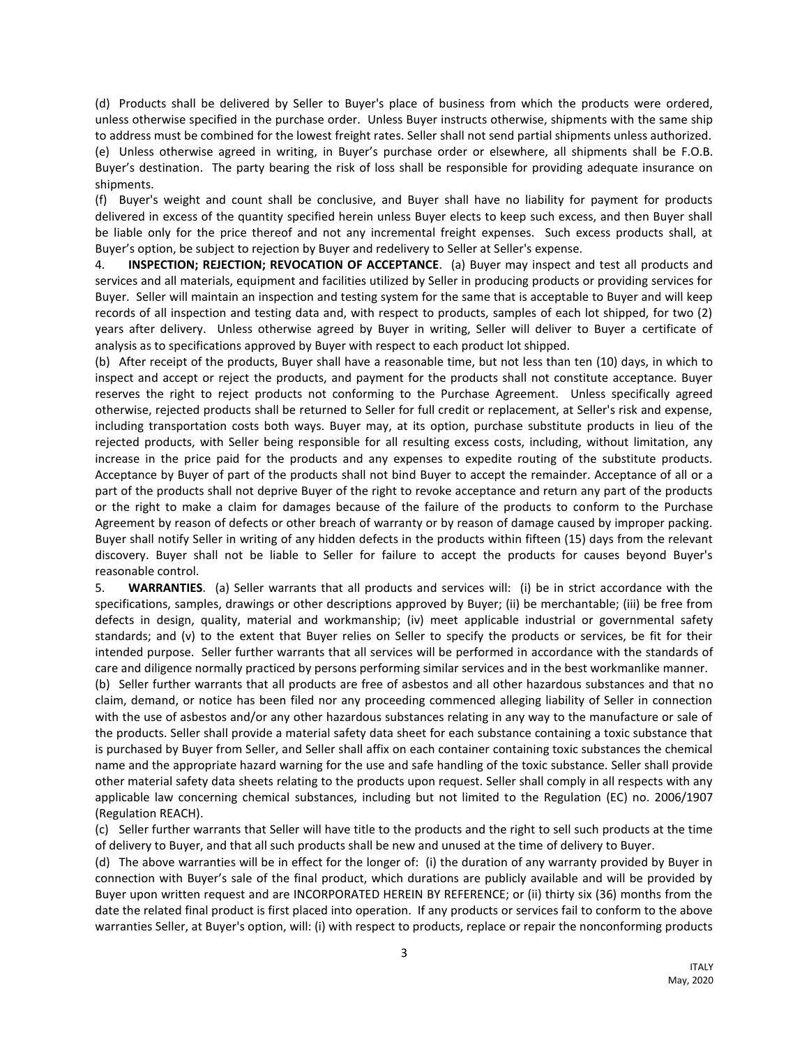(d) Products shall be delivered by Seller to Buyer's place of business from which the products were ordered, unless otherwise specified in the purchase order. Unless Buyer instructs otherwise, shipments with the same ship to address must be combined for the lowest freight rates. Seller shall not send partial shipments unless authorized.

(e) Unless otherwise agreed in writing, in Buyer's purchase order or elsewhere, all shipments shall be F.O.B. Buyer's destination. The party bearing the risk of loss shall be responsible for providing adequate insurance on shipments.

(f) Buyer's weight and count shall be conclusive, and Buyer shall have no liability for payment for products delivered in excess of the quantity specified herein unless Buyer elects to keep such excess, and then Buyer shall be liable only for the price thereof and not any incremental freight expenses. Such excess products shall, at Buyer's option, be subject to rejection by Buyer and redelivery to Seller at Seller's expense.

4. **INSPECTION; REJECTION; REVOCATION OF ACCEPTANCE**. (a) Buyer may inspect and test all products and services and all materials, equipment and facilities utilized by Seller in producing products or providing services for Buyer. Seller will maintain an inspection and testing system for the same that is acceptable to Buyer and will keep records of all inspection and testing data and, with respect to products, samples of each lot shipped, for two (2) years after delivery. Unless otherwise agreed by Buyer in writing, Seller will deliver to Buyer a certificate of analysis as to specifications approved by Buyer with respect to each product lot shipped.

(b) After receipt of the products, Buyer shall have a reasonable time, but not less than ten (10) days, in which to inspect and accept or reject the products, and payment for the products shall not constitute acceptance. Buyer reserves the right to reject products not conforming to the Purchase Agreement. Unless specifically agreed otherwise, rejected products shall be returned to Seller for full credit or replacement, at Seller's risk and expense, including transportation costs both ways. Buyer may, at its option, purchase substitute products in lieu of the rejected products, with Seller being responsible for all resulting excess costs, including, without limitation, any increase in the price paid for the products and any expenses to expedite routing of the substitute products. Acceptance by Buyer of part of the products shall not bind Buyer to accept the remainder. Acceptance of all or a part of the products shall not deprive Buyer of the right to revoke acceptance and return any part of the products or the right to make a claim for damages because of the failure of the products to conform to the Purchase Agreement by reason of defects or other breach of warranty or by reason of damage caused by improper packing. Buyer shall notify Seller in writing of any hidden defects in the products within fifteen (15) days from the relevant discovery. Buyer shall not be liable to Seller for failure to accept the products for causes beyond Buyer's reasonable control.

5. **WARRANTIES**. (a) Seller warrants that all products and services will: (i) be in strict accordance with the specifications, samples, drawings or other descriptions approved by Buyer; (ii) be merchantable; (iii) be free from defects in design, quality, material and workmanship; (iv) meet applicable industrial or governmental safety standards; and (v) to the extent that Buyer relies on Seller to specify the products or services, be fit for their intended purpose. Seller further warrants that all services will be performed in accordance with the standards of care and diligence normally practiced by persons performing similar services and in the best workmanlike manner.

(b) Seller further warrants that all products are free of asbestos and all other hazardous substances and that no claim, demand, or notice has been filed nor any proceeding commenced alleging liability of Seller in connection with the use of asbestos and/or any other hazardous substances relating in any way to the manufacture or sale of the products. Seller shall provide a material safety data sheet for each substance containing a toxic substance that is purchased by Buyer from Seller, and Seller shall affix on each container containing toxic substances the chemical name and the appropriate hazard warning for the use and safe handling of the toxic substance. Seller shall provide other material safety data sheets relating to the products upon request. Seller shall comply in all respects with any applicable law concerning chemical substances, including but not limited to the Regulation (EC) no. 2006/1907 (Regulation REACH).

(c) Seller further warrants that Seller will have title to the products and the right to sell such products at the time of delivery to Buyer, and that all such products shall be new and unused at the time of delivery to Buyer.

(d) The above warranties will be in effect for the longer of: (i) the duration of any warranty provided by Buyer in connection with Buyer's sale of the final product, which durations are publicly available and will be provided by Buyer upon written request and are INCORPORATED HEREIN BY REFERENCE; or (ii) thirty six (36) months from the date the related final product is first placed into operation. If any products or services fail to conform to the above warranties Seller, at Buyer's option, will: (i) with respect to products, replace or repair the nonconforming products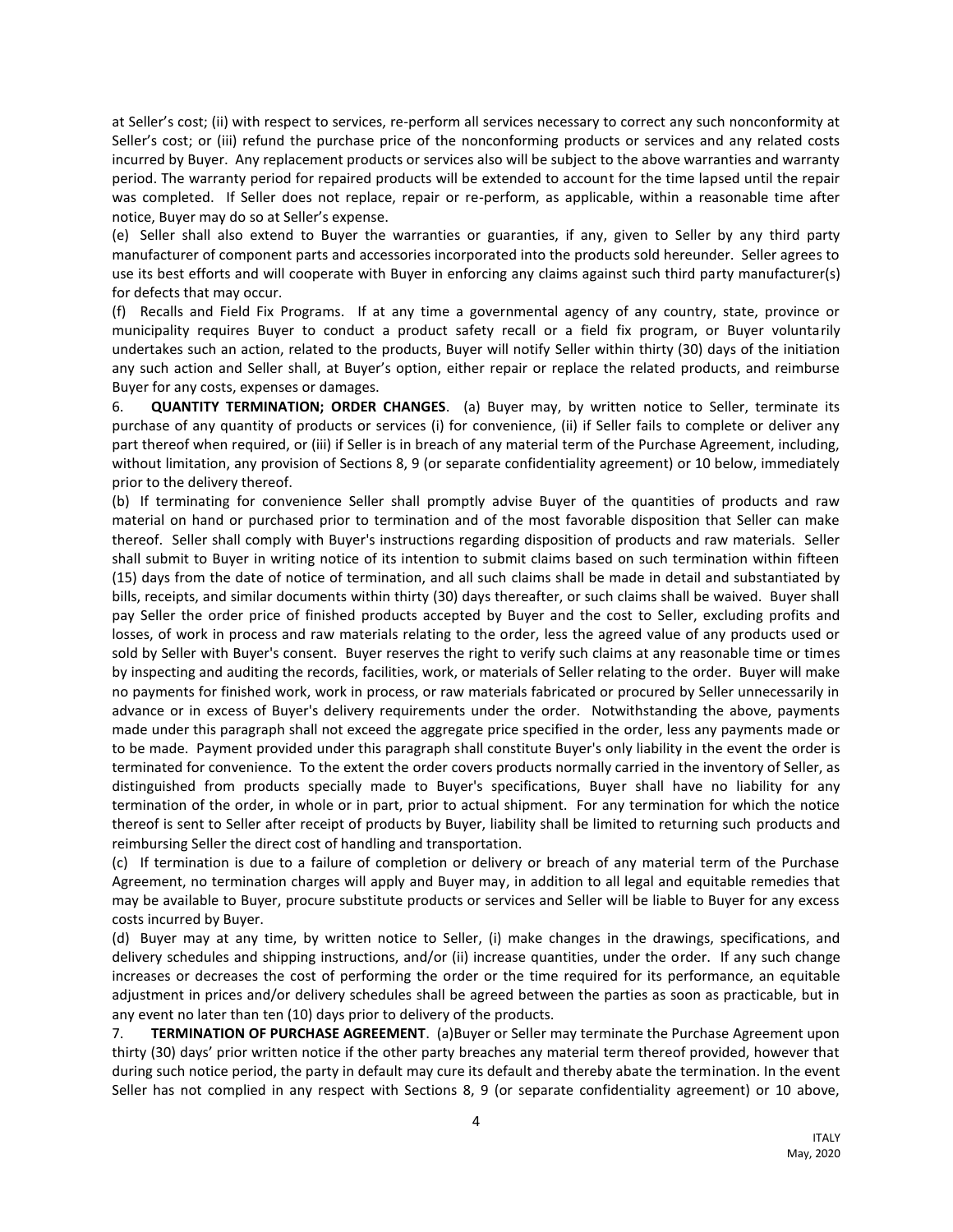at Seller's cost; (ii) with respect to services, re-perform all services necessary to correct any such nonconformity at Seller's cost; or (iii) refund the purchase price of the nonconforming products or services and any related costs incurred by Buyer. Any replacement products or services also will be subject to the above warranties and warranty period. The warranty period for repaired products will be extended to account for the time lapsed until the repair was completed. If Seller does not replace, repair or re-perform, as applicable, within a reasonable time after notice, Buyer may do so at Seller's expense.

(e) Seller shall also extend to Buyer the warranties or guaranties, if any, given to Seller by any third party manufacturer of component parts and accessories incorporated into the products sold hereunder. Seller agrees to use its best efforts and will cooperate with Buyer in enforcing any claims against such third party manufacturer(s) for defects that may occur.

(f) Recalls and Field Fix Programs. If at any time a governmental agency of any country, state, province or municipality requires Buyer to conduct a product safety recall or a field fix program, or Buyer voluntarily undertakes such an action, related to the products, Buyer will notify Seller within thirty (30) days of the initiation any such action and Seller shall, at Buyer's option, either repair or replace the related products, and reimburse Buyer for any costs, expenses or damages.

6. **QUANTITY TERMINATION; ORDER CHANGES**. (a) Buyer may, by written notice to Seller, terminate its purchase of any quantity of products or services (i) for convenience, (ii) if Seller fails to complete or deliver any part thereof when required, or (iii) if Seller is in breach of any material term of the Purchase Agreement, including, without limitation, any provision of Sections 8, 9 (or separate confidentiality agreement) or 10 below, immediately prior to the delivery thereof.

(b) If terminating for convenience Seller shall promptly advise Buyer of the quantities of products and raw material on hand or purchased prior to termination and of the most favorable disposition that Seller can make thereof. Seller shall comply with Buyer's instructions regarding disposition of products and raw materials. Seller shall submit to Buyer in writing notice of its intention to submit claims based on such termination within fifteen (15) days from the date of notice of termination, and all such claims shall be made in detail and substantiated by bills, receipts, and similar documents within thirty (30) days thereafter, or such claims shall be waived. Buyer shall pay Seller the order price of finished products accepted by Buyer and the cost to Seller, excluding profits and losses, of work in process and raw materials relating to the order, less the agreed value of any products used or sold by Seller with Buyer's consent. Buyer reserves the right to verify such claims at any reasonable time or times by inspecting and auditing the records, facilities, work, or materials of Seller relating to the order. Buyer will make no payments for finished work, work in process, or raw materials fabricated or procured by Seller unnecessarily in advance or in excess of Buyer's delivery requirements under the order. Notwithstanding the above, payments made under this paragraph shall not exceed the aggregate price specified in the order, less any payments made or to be made. Payment provided under this paragraph shall constitute Buyer's only liability in the event the order is terminated for convenience. To the extent the order covers products normally carried in the inventory of Seller, as distinguished from products specially made to Buyer's specifications, Buyer shall have no liability for any termination of the order, in whole or in part, prior to actual shipment. For any termination for which the notice thereof is sent to Seller after receipt of products by Buyer, liability shall be limited to returning such products and reimbursing Seller the direct cost of handling and transportation.

(c) If termination is due to a failure of completion or delivery or breach of any material term of the Purchase Agreement, no termination charges will apply and Buyer may, in addition to all legal and equitable remedies that may be available to Buyer, procure substitute products or services and Seller will be liable to Buyer for any excess costs incurred by Buyer.

(d) Buyer may at any time, by written notice to Seller, (i) make changes in the drawings, specifications, and delivery schedules and shipping instructions, and/or (ii) increase quantities, under the order. If any such change increases or decreases the cost of performing the order or the time required for its performance, an equitable adjustment in prices and/or delivery schedules shall be agreed between the parties as soon as practicable, but in any event no later than ten (10) days prior to delivery of the products.

7. **TERMINATION OF PURCHASE AGREEMENT**. (a)Buyer or Seller may terminate the Purchase Agreement upon thirty (30) days' prior written notice if the other party breaches any material term thereof provided, however that during such notice period, the party in default may cure its default and thereby abate the termination. In the event Seller has not complied in any respect with Sections 8, 9 (or separate confidentiality agreement) or 10 above,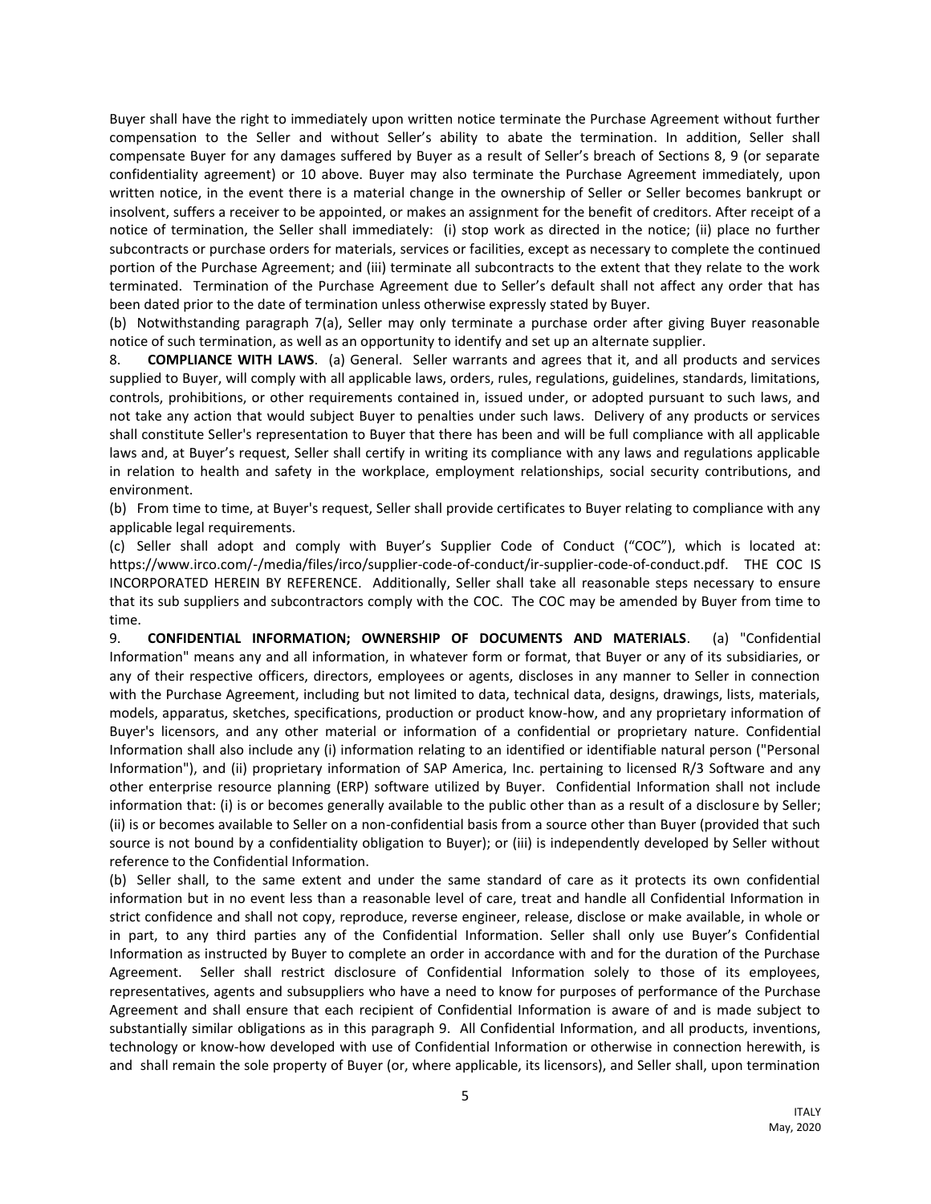Buyer shall have the right to immediately upon written notice terminate the Purchase Agreement without further compensation to the Seller and without Seller's ability to abate the termination. In addition, Seller shall compensate Buyer for any damages suffered by Buyer as a result of Seller's breach of Sections 8, 9 (or separate confidentiality agreement) or 10 above. Buyer may also terminate the Purchase Agreement immediately, upon written notice, in the event there is a material change in the ownership of Seller or Seller becomes bankrupt or insolvent, suffers a receiver to be appointed, or makes an assignment for the benefit of creditors. After receipt of a notice of termination, the Seller shall immediately: (i) stop work as directed in the notice; (ii) place no further subcontracts or purchase orders for materials, services or facilities, except as necessary to complete the continued portion of the Purchase Agreement; and (iii) terminate all subcontracts to the extent that they relate to the work terminated. Termination of the Purchase Agreement due to Seller's default shall not affect any order that has been dated prior to the date of termination unless otherwise expressly stated by Buyer.

(b) Notwithstanding paragraph 7(a), Seller may only terminate a purchase order after giving Buyer reasonable notice of such termination, as well as an opportunity to identify and set up an alternate supplier.

8. **COMPLIANCE WITH LAWS**. (a) General. Seller warrants and agrees that it, and all products and services supplied to Buyer, will comply with all applicable laws, orders, rules, regulations, guidelines, standards, limitations, controls, prohibitions, or other requirements contained in, issued under, or adopted pursuant to such laws, and not take any action that would subject Buyer to penalties under such laws. Delivery of any products or services shall constitute Seller's representation to Buyer that there has been and will be full compliance with all applicable laws and, at Buyer's request, Seller shall certify in writing its compliance with any laws and regulations applicable in relation to health and safety in the workplace, employment relationships, social security contributions, and environment.

(b) From time to time, at Buyer's request, Seller shall provide certificates to Buyer relating to compliance with any applicable legal requirements.

(c) Seller shall adopt and comply with Buyer's Supplier Code of Conduct ("COC"), which is located at: https://www.irco.com/-/media/files/irco/supplier-code-of-conduct/ir-supplier-code-of-conduct.pdf. THE COC IS INCORPORATED HEREIN BY REFERENCE. Additionally, Seller shall take all reasonable steps necessary to ensure that its sub suppliers and subcontractors comply with the COC. The COC may be amended by Buyer from time to time.

9. **CONFIDENTIAL INFORMATION; OWNERSHIP OF DOCUMENTS AND MATERIALS**. (a) "Confidential Information" means any and all information, in whatever form or format, that Buyer or any of its subsidiaries, or any of their respective officers, directors, employees or agents, discloses in any manner to Seller in connection with the Purchase Agreement, including but not limited to data, technical data, designs, drawings, lists, materials, models, apparatus, sketches, specifications, production or product know-how, and any proprietary information of Buyer's licensors, and any other material or information of a confidential or proprietary nature. Confidential Information shall also include any (i) information relating to an identified or identifiable natural person ("Personal Information"), and (ii) proprietary information of SAP America, Inc. pertaining to licensed R/3 Software and any other enterprise resource planning (ERP) software utilized by Buyer. Confidential Information shall not include information that: (i) is or becomes generally available to the public other than as a result of a disclosure by Seller; (ii) is or becomes available to Seller on a non-confidential basis from a source other than Buyer (provided that such source is not bound by a confidentiality obligation to Buyer); or (iii) is independently developed by Seller without reference to the Confidential Information.

(b) Seller shall, to the same extent and under the same standard of care as it protects its own confidential information but in no event less than a reasonable level of care, treat and handle all Confidential Information in strict confidence and shall not copy, reproduce, reverse engineer, release, disclose or make available, in whole or in part, to any third parties any of the Confidential Information. Seller shall only use Buyer's Confidential Information as instructed by Buyer to complete an order in accordance with and for the duration of the Purchase Agreement. Seller shall restrict disclosure of Confidential Information solely to those of its employees, representatives, agents and subsuppliers who have a need to know for purposes of performance of the Purchase Agreement and shall ensure that each recipient of Confidential Information is aware of and is made subject to substantially similar obligations as in this paragraph 9. All Confidential Information, and all products, inventions, technology or know-how developed with use of Confidential Information or otherwise in connection herewith, is and shall remain the sole property of Buyer (or, where applicable, its licensors), and Seller shall, upon termination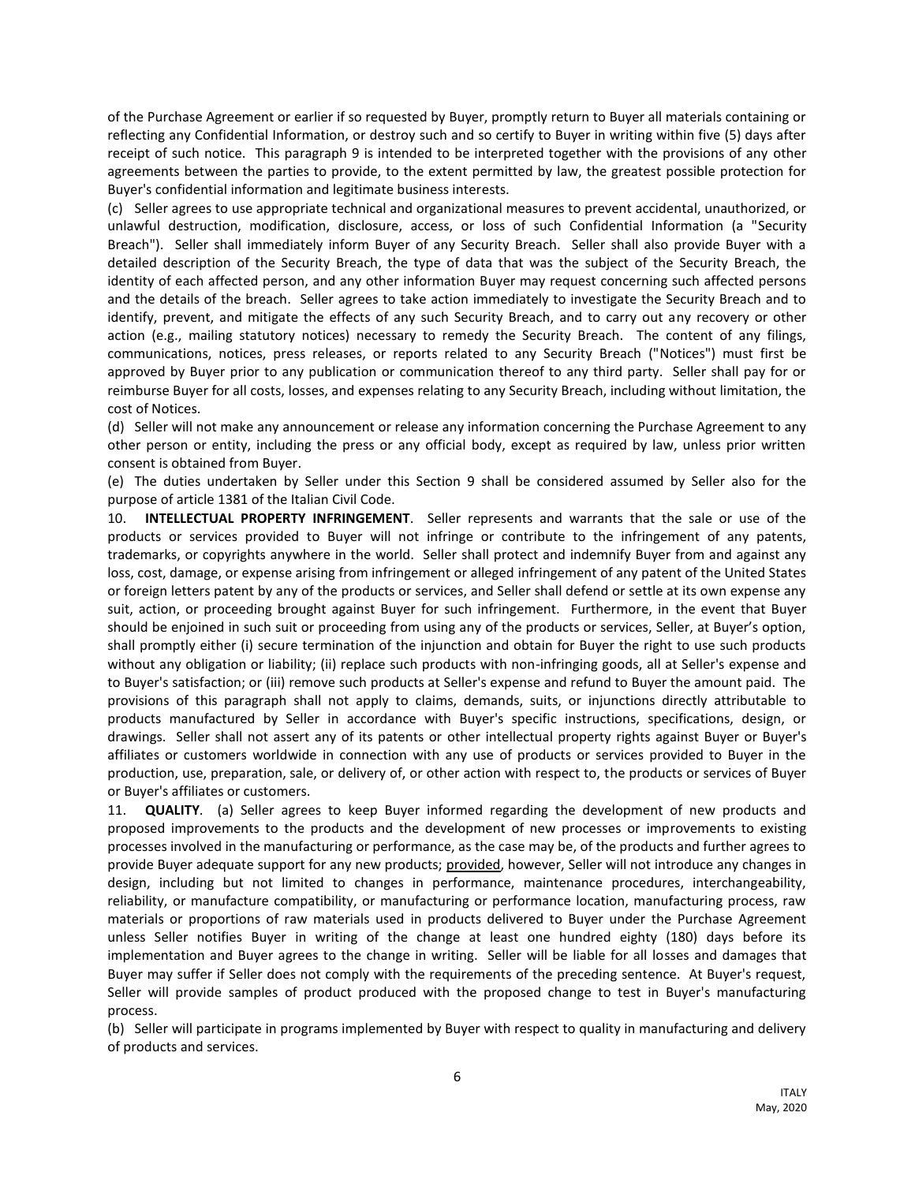of the Purchase Agreement or earlier if so requested by Buyer, promptly return to Buyer all materials containing or reflecting any Confidential Information, or destroy such and so certify to Buyer in writing within five (5) days after receipt of such notice. This paragraph 9 is intended to be interpreted together with the provisions of any other agreements between the parties to provide, to the extent permitted by law, the greatest possible protection for Buyer's confidential information and legitimate business interests.

(c) Seller agrees to use appropriate technical and organizational measures to prevent accidental, unauthorized, or unlawful destruction, modification, disclosure, access, or loss of such Confidential Information (a "Security Breach"). Seller shall immediately inform Buyer of any Security Breach. Seller shall also provide Buyer with a detailed description of the Security Breach, the type of data that was the subject of the Security Breach, the identity of each affected person, and any other information Buyer may request concerning such affected persons and the details of the breach. Seller agrees to take action immediately to investigate the Security Breach and to identify, prevent, and mitigate the effects of any such Security Breach, and to carry out any recovery or other action (e.g., mailing statutory notices) necessary to remedy the Security Breach. The content of any filings, communications, notices, press releases, or reports related to any Security Breach ("Notices") must first be approved by Buyer prior to any publication or communication thereof to any third party. Seller shall pay for or reimburse Buyer for all costs, losses, and expenses relating to any Security Breach, including without limitation, the cost of Notices.

(d) Seller will not make any announcement or release any information concerning the Purchase Agreement to any other person or entity, including the press or any official body, except as required by law, unless prior written consent is obtained from Buyer.

(e) The duties undertaken by Seller under this Section 9 shall be considered assumed by Seller also for the purpose of article 1381 of the Italian Civil Code.

10. **INTELLECTUAL PROPERTY INFRINGEMENT**. Seller represents and warrants that the sale or use of the products or services provided to Buyer will not infringe or contribute to the infringement of any patents, trademarks, or copyrights anywhere in the world. Seller shall protect and indemnify Buyer from and against any loss, cost, damage, or expense arising from infringement or alleged infringement of any patent of the United States or foreign letters patent by any of the products or services, and Seller shall defend or settle at its own expense any suit, action, or proceeding brought against Buyer for such infringement. Furthermore, in the event that Buyer should be enjoined in such suit or proceeding from using any of the products or services, Seller, at Buyer's option, shall promptly either (i) secure termination of the injunction and obtain for Buyer the right to use such products without any obligation or liability; (ii) replace such products with non-infringing goods, all at Seller's expense and to Buyer's satisfaction; or (iii) remove such products at Seller's expense and refund to Buyer the amount paid. The provisions of this paragraph shall not apply to claims, demands, suits, or injunctions directly attributable to products manufactured by Seller in accordance with Buyer's specific instructions, specifications, design, or drawings. Seller shall not assert any of its patents or other intellectual property rights against Buyer or Buyer's affiliates or customers worldwide in connection with any use of products or services provided to Buyer in the production, use, preparation, sale, or delivery of, or other action with respect to, the products or services of Buyer or Buyer's affiliates or customers.

11. **QUALITY**. (a) Seller agrees to keep Buyer informed regarding the development of new products and proposed improvements to the products and the development of new processes or improvements to existing processes involved in the manufacturing or performance, as the case may be, of the products and further agrees to provide Buyer adequate support for any new products; provided, however, Seller will not introduce any changes in design, including but not limited to changes in performance, maintenance procedures, interchangeability, reliability, or manufacture compatibility, or manufacturing or performance location, manufacturing process, raw materials or proportions of raw materials used in products delivered to Buyer under the Purchase Agreement unless Seller notifies Buyer in writing of the change at least one hundred eighty (180) days before its implementation and Buyer agrees to the change in writing. Seller will be liable for all losses and damages that Buyer may suffer if Seller does not comply with the requirements of the preceding sentence. At Buyer's request, Seller will provide samples of product produced with the proposed change to test in Buyer's manufacturing process.

(b) Seller will participate in programs implemented by Buyer with respect to quality in manufacturing and delivery of products and services.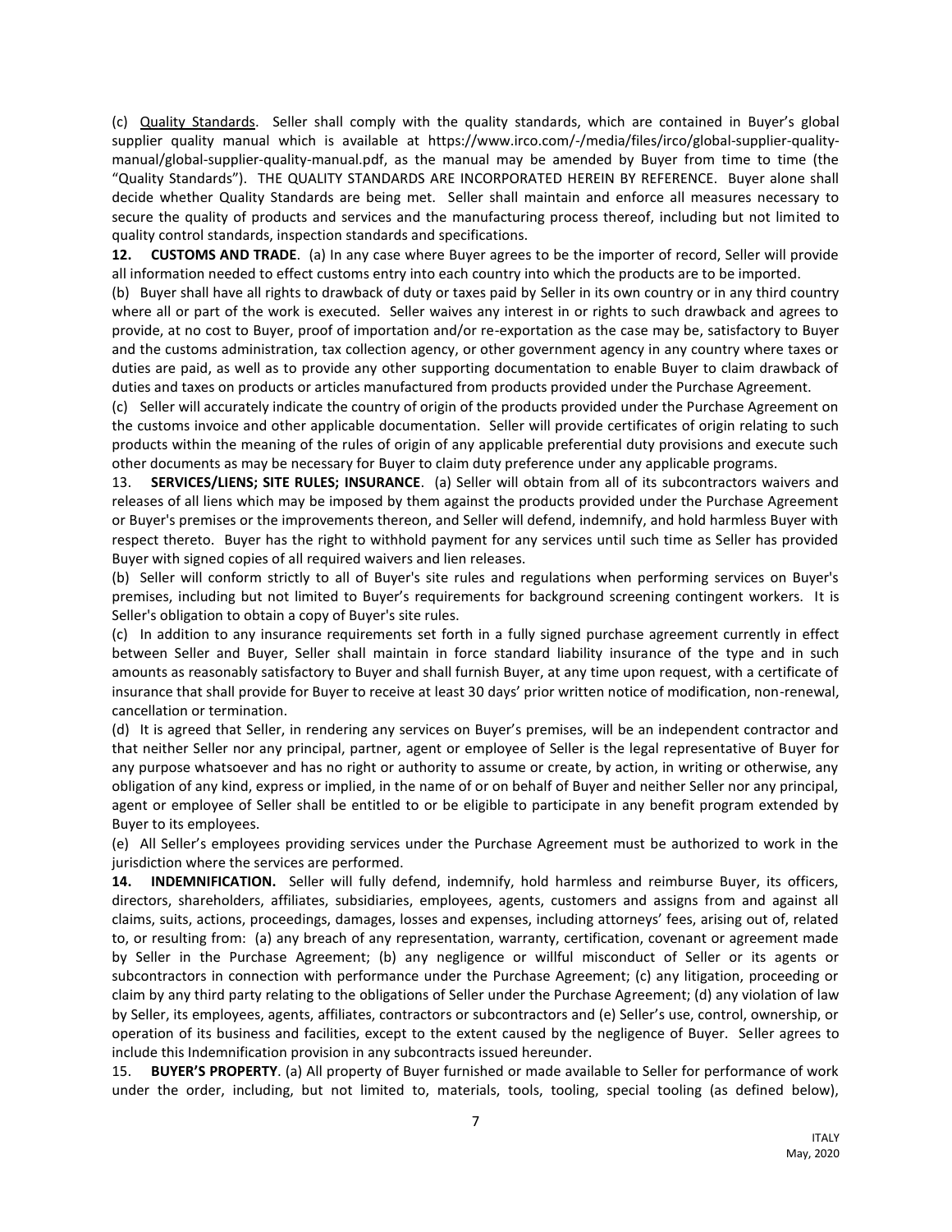(c) Quality Standards. Seller shall comply with the quality standards, which are contained in Buyer's global supplier quality manual which is available at https://www.irco.com/-/media/files/irco/global-supplier-quality-manual/global-supplier-quality-manual.pdf, as the manual may be amended by Buyer from time to time (the "Quality Standards"). THE QUALITY STANDARDS ARE INCORPORATED HEREIN BY REFERENCE. Buyer alone shall decide whether Quality Standards are being met. Seller shall maintain and enforce all measures necessary to secure the quality of products and services and the manufacturing process thereof, including but not limited to quality control standards, inspection standards and specifications.

**12. CUSTOMS AND TRADE**. (a) In any case where Buyer agrees to be the importer of record, Seller will provide all information needed to effect customs entry into each country into which the products are to be imported.

(b) Buyer shall have all rights to drawback of duty or taxes paid by Seller in its own country or in any third country where all or part of the work is executed. Seller waives any interest in or rights to such drawback and agrees to provide, at no cost to Buyer, proof of importation and/or re-exportation as the case may be, satisfactory to Buyer and the customs administration, tax collection agency, or other government agency in any country where taxes or duties are paid, as well as to provide any other supporting documentation to enable Buyer to claim drawback of duties and taxes on products or articles manufactured from products provided under the Purchase Agreement.

(c) Seller will accurately indicate the country of origin of the products provided under the Purchase Agreement on the customs invoice and other applicable documentation. Seller will provide certificates of origin relating to such products within the meaning of the rules of origin of any applicable preferential duty provisions and execute such other documents as may be necessary for Buyer to claim duty preference under any applicable programs.

13. **SERVICES/LIENS; SITE RULES; INSURANCE**. (a) Seller will obtain from all of its subcontractors waivers and releases of all liens which may be imposed by them against the products provided under the Purchase Agreement or Buyer's premises or the improvements thereon, and Seller will defend, indemnify, and hold harmless Buyer with respect thereto. Buyer has the right to withhold payment for any services until such time as Seller has provided Buyer with signed copies of all required waivers and lien releases.

(b) Seller will conform strictly to all of Buyer's site rules and regulations when performing services on Buyer's premises, including but not limited to Buyer's requirements for background screening contingent workers. It is Seller's obligation to obtain a copy of Buyer's site rules.

(c) In addition to any insurance requirements set forth in a fully signed purchase agreement currently in effect between Seller and Buyer, Seller shall maintain in force standard liability insurance of the type and in such amounts as reasonably satisfactory to Buyer and shall furnish Buyer, at any time upon request, with a certificate of insurance that shall provide for Buyer to receive at least 30 days' prior written notice of modification, non-renewal, cancellation or termination.

(d) It is agreed that Seller, in rendering any services on Buyer's premises, will be an independent contractor and that neither Seller nor any principal, partner, agent or employee of Seller is the legal representative of Buyer for any purpose whatsoever and has no right or authority to assume or create, by action, in writing or otherwise, any obligation of any kind, express or implied, in the name of or on behalf of Buyer and neither Seller nor any principal, agent or employee of Seller shall be entitled to or be eligible to participate in any benefit program extended by Buyer to its employees.

(e) All Seller's employees providing services under the Purchase Agreement must be authorized to work in the jurisdiction where the services are performed.

**14. INDEMNIFICATION.** Seller will fully defend, indemnify, hold harmless and reimburse Buyer, its officers, directors, shareholders, affiliates, subsidiaries, employees, agents, customers and assigns from and against all claims, suits, actions, proceedings, damages, losses and expenses, including attorneys' fees, arising out of, related to, or resulting from: (a) any breach of any representation, warranty, certification, covenant or agreement made by Seller in the Purchase Agreement; (b) any negligence or willful misconduct of Seller or its agents or subcontractors in connection with performance under the Purchase Agreement; (c) any litigation, proceeding or claim by any third party relating to the obligations of Seller under the Purchase Agreement; (d) any violation of law by Seller, its employees, agents, affiliates, contractors or subcontractors and (e) Seller's use, control, ownership, or operation of its business and facilities, except to the extent caused by the negligence of Buyer. Seller agrees to include this Indemnification provision in any subcontracts issued hereunder.

15. **BUYER'S PROPERTY**. (a) All property of Buyer furnished or made available to Seller for performance of work under the order, including, but not limited to, materials, tools, tooling, special tooling (as defined below),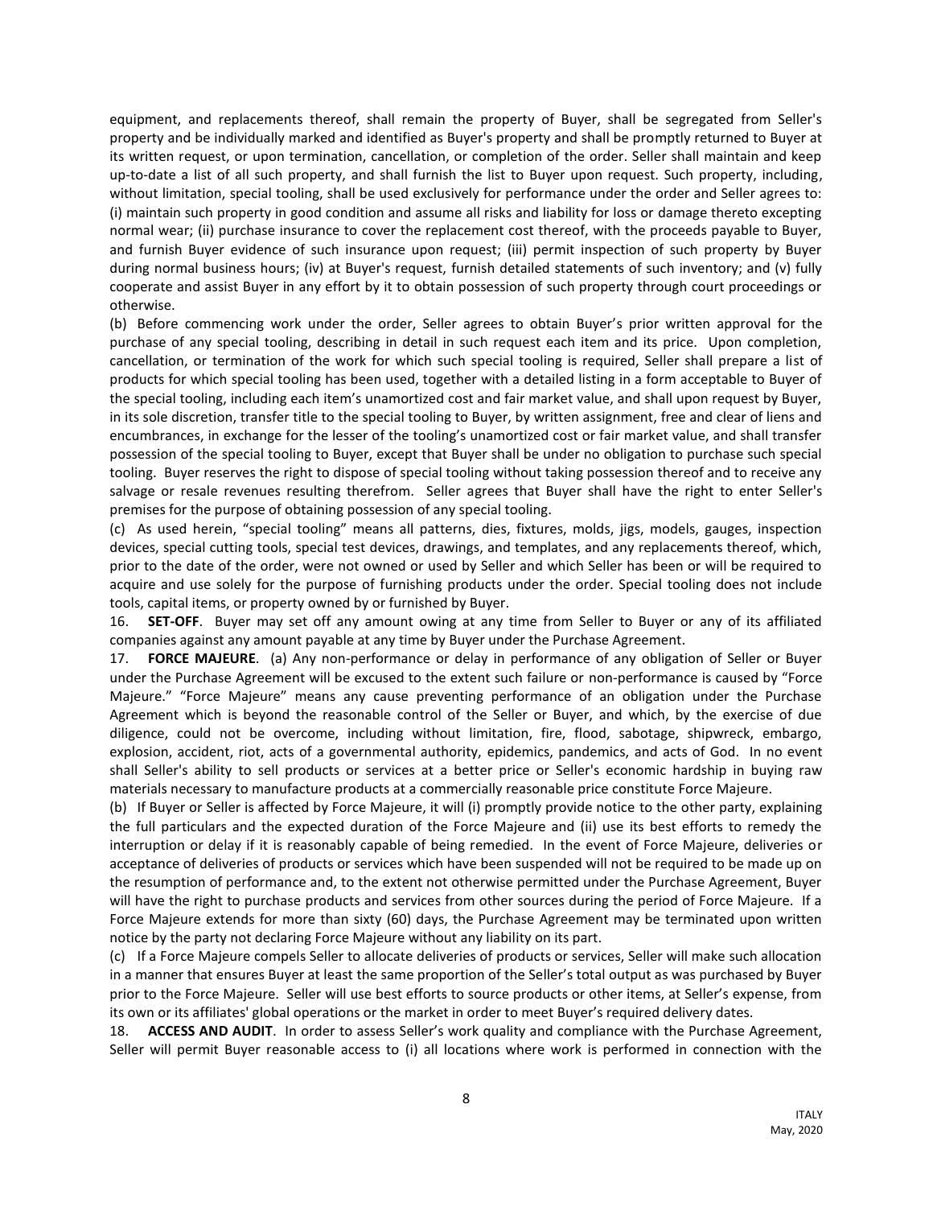equipment, and replacements thereof, shall remain the property of Buyer, shall be segregated from Seller's property and be individually marked and identified as Buyer's property and shall be promptly returned to Buyer at its written request, or upon termination, cancellation, or completion of the order. Seller shall maintain and keep up-to-date a list of all such property, and shall furnish the list to Buyer upon request. Such property, including, without limitation, special tooling, shall be used exclusively for performance under the order and Seller agrees to: (i) maintain such property in good condition and assume all risks and liability for loss or damage thereto excepting normal wear; (ii) purchase insurance to cover the replacement cost thereof, with the proceeds payable to Buyer, and furnish Buyer evidence of such insurance upon request; (iii) permit inspection of such property by Buyer during normal business hours; (iv) at Buyer's request, furnish detailed statements of such inventory; and (v) fully cooperate and assist Buyer in any effort by it to obtain possession of such property through court proceedings or otherwise.

(b) Before commencing work under the order, Seller agrees to obtain Buyer's prior written approval for the purchase of any special tooling, describing in detail in such request each item and its price. Upon completion, cancellation, or termination of the work for which such special tooling is required, Seller shall prepare a list of products for which special tooling has been used, together with a detailed listing in a form acceptable to Buyer of the special tooling, including each item's unamortized cost and fair market value, and shall upon request by Buyer, in its sole discretion, transfer title to the special tooling to Buyer, by written assignment, free and clear of liens and encumbrances, in exchange for the lesser of the tooling's unamortized cost or fair market value, and shall transfer possession of the special tooling to Buyer, except that Buyer shall be under no obligation to purchase such special tooling. Buyer reserves the right to dispose of special tooling without taking possession thereof and to receive any salvage or resale revenues resulting therefrom. Seller agrees that Buyer shall have the right to enter Seller's premises for the purpose of obtaining possession of any special tooling.

(c) As used herein, "special tooling" means all patterns, dies, fixtures, molds, jigs, models, gauges, inspection devices, special cutting tools, special test devices, drawings, and templates, and any replacements thereof, which, prior to the date of the order, were not owned or used by Seller and which Seller has been or will be required to acquire and use solely for the purpose of furnishing products under the order. Special tooling does not include tools, capital items, or property owned by or furnished by Buyer.

16. **SET-OFF**. Buyer may set off any amount owing at any time from Seller to Buyer or any of its affiliated companies against any amount payable at any time by Buyer under the Purchase Agreement.

17. **FORCE MAJEURE**. (a) Any non-performance or delay in performance of any obligation of Seller or Buyer under the Purchase Agreement will be excused to the extent such failure or non-performance is caused by "Force Majeure." "Force Majeure" means any cause preventing performance of an obligation under the Purchase Agreement which is beyond the reasonable control of the Seller or Buyer, and which, by the exercise of due diligence, could not be overcome, including without limitation, fire, flood, sabotage, shipwreck, embargo, explosion, accident, riot, acts of a governmental authority, epidemics, pandemics, and acts of God. In no event shall Seller's ability to sell products or services at a better price or Seller's economic hardship in buying raw materials necessary to manufacture products at a commercially reasonable price constitute Force Majeure.

(b) If Buyer or Seller is affected by Force Majeure, it will (i) promptly provide notice to the other party, explaining the full particulars and the expected duration of the Force Majeure and (ii) use its best efforts to remedy the interruption or delay if it is reasonably capable of being remedied. In the event of Force Majeure, deliveries or acceptance of deliveries of products or services which have been suspended will not be required to be made up on the resumption of performance and, to the extent not otherwise permitted under the Purchase Agreement, Buyer will have the right to purchase products and services from other sources during the period of Force Majeure. If a Force Majeure extends for more than sixty (60) days, the Purchase Agreement may be terminated upon written notice by the party not declaring Force Majeure without any liability on its part.

(c) If a Force Majeure compels Seller to allocate deliveries of products or services, Seller will make such allocation in a manner that ensures Buyer at least the same proportion of the Seller's total output as was purchased by Buyer prior to the Force Majeure. Seller will use best efforts to source products or other items, at Seller's expense, from its own or its affiliates' global operations or the market in order to meet Buyer's required delivery dates.

18. **ACCESS AND AUDIT**. In order to assess Seller's work quality and compliance with the Purchase Agreement, Seller will permit Buyer reasonable access to (i) all locations where work is performed in connection with the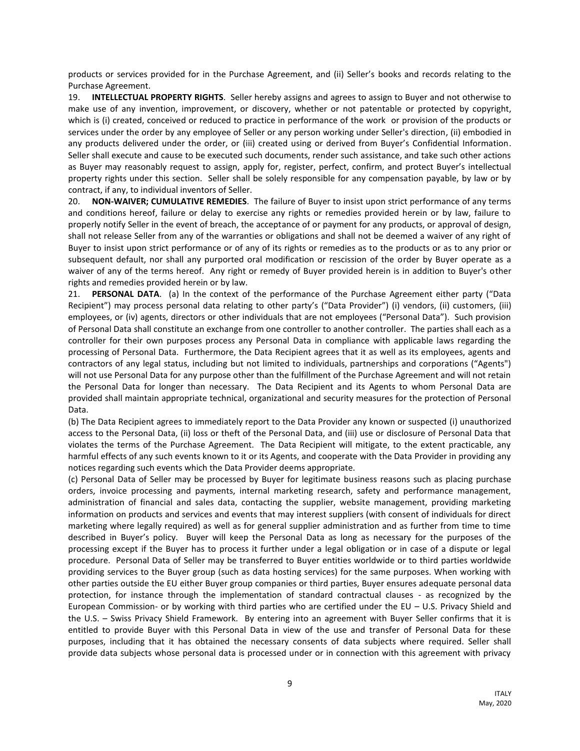products or services provided for in the Purchase Agreement, and (ii) Seller's books and records relating to the Purchase Agreement.

19. **INTELLECTUAL PROPERTY RIGHTS**. Seller hereby assigns and agrees to assign to Buyer and not otherwise to make use of any invention, improvement, or discovery, whether or not patentable or protected by copyright, which is (i) created, conceived or reduced to practice in performance of the work or provision of the products or services under the order by any employee of Seller or any person working under Seller's direction, (ii) embodied in any products delivered under the order, or (iii) created using or derived from Buyer's Confidential Information. Seller shall execute and cause to be executed such documents, render such assistance, and take such other actions as Buyer may reasonably request to assign, apply for, register, perfect, confirm, and protect Buyer's intellectual property rights under this section. Seller shall be solely responsible for any compensation payable, by law or by contract, if any, to individual inventors of Seller.

20. **NON-WAIVER; CUMULATIVE REMEDIES**. The failure of Buyer to insist upon strict performance of any terms and conditions hereof, failure or delay to exercise any rights or remedies provided herein or by law, failure to properly notify Seller in the event of breach, the acceptance of or payment for any products, or approval of design, shall not release Seller from any of the warranties or obligations and shall not be deemed a waiver of any right of Buyer to insist upon strict performance or of any of its rights or remedies as to the products or as to any prior or subsequent default, nor shall any purported oral modification or rescission of the order by Buyer operate as a waiver of any of the terms hereof. Any right or remedy of Buyer provided herein is in addition to Buyer's other rights and remedies provided herein or by law.

21. **PERSONAL DATA**. (a) In the context of the performance of the Purchase Agreement either party ("Data Recipient") may process personal data relating to other party's ("Data Provider") (i) vendors, (ii) customers, (iii) employees, or (iv) agents, directors or other individuals that are not employees ("Personal Data"). Such provision of Personal Data shall constitute an exchange from one controller to another controller. The parties shall each as a controller for their own purposes process any Personal Data in compliance with applicable laws regarding the processing of Personal Data. Furthermore, the Data Recipient agrees that it as well as its employees, agents and contractors of any legal status, including but not limited to individuals, partnerships and corporations ("Agents") will not use Personal Data for any purpose other than the fulfillment of the Purchase Agreement and will not retain the Personal Data for longer than necessary. The Data Recipient and its Agents to whom Personal Data are provided shall maintain appropriate technical, organizational and security measures for the protection of Personal Data.

(b) The Data Recipient agrees to immediately report to the Data Provider any known or suspected (i) unauthorized access to the Personal Data, (ii) loss or theft of the Personal Data, and (iii) use or disclosure of Personal Data that violates the terms of the Purchase Agreement. The Data Recipient will mitigate, to the extent practicable, any harmful effects of any such events known to it or its Agents, and cooperate with the Data Provider in providing any notices regarding such events which the Data Provider deems appropriate.

(c) Personal Data of Seller may be processed by Buyer for legitimate business reasons such as placing purchase orders, invoice processing and payments, internal marketing research, safety and performance management, administration of financial and sales data, contacting the supplier, website management, providing marketing information on products and services and events that may interest suppliers (with consent of individuals for direct marketing where legally required) as well as for general supplier administration and as further from time to time described in Buyer's policy. Buyer will keep the Personal Data as long as necessary for the purposes of the processing except if the Buyer has to process it further under a legal obligation or in case of a dispute or legal procedure. Personal Data of Seller may be transferred to Buyer entities worldwide or to third parties worldwide providing services to the Buyer group (such as data hosting services) for the same purposes. When working with other parties outside the EU either Buyer group companies or third parties, Buyer ensures adequate personal data protection, for instance through the implementation of standard contractual clauses - as recognized by the European Commission- or by working with third parties who are certified under the EU – U.S. Privacy Shield and the U.S. – Swiss Privacy Shield Framework. By entering into an agreement with Buyer Seller confirms that it is entitled to provide Buyer with this Personal Data in view of the use and transfer of Personal Data for these purposes, including that it has obtained the necessary consents of data subjects where required. Seller shall provide data subjects whose personal data is processed under or in connection with this agreement with privacy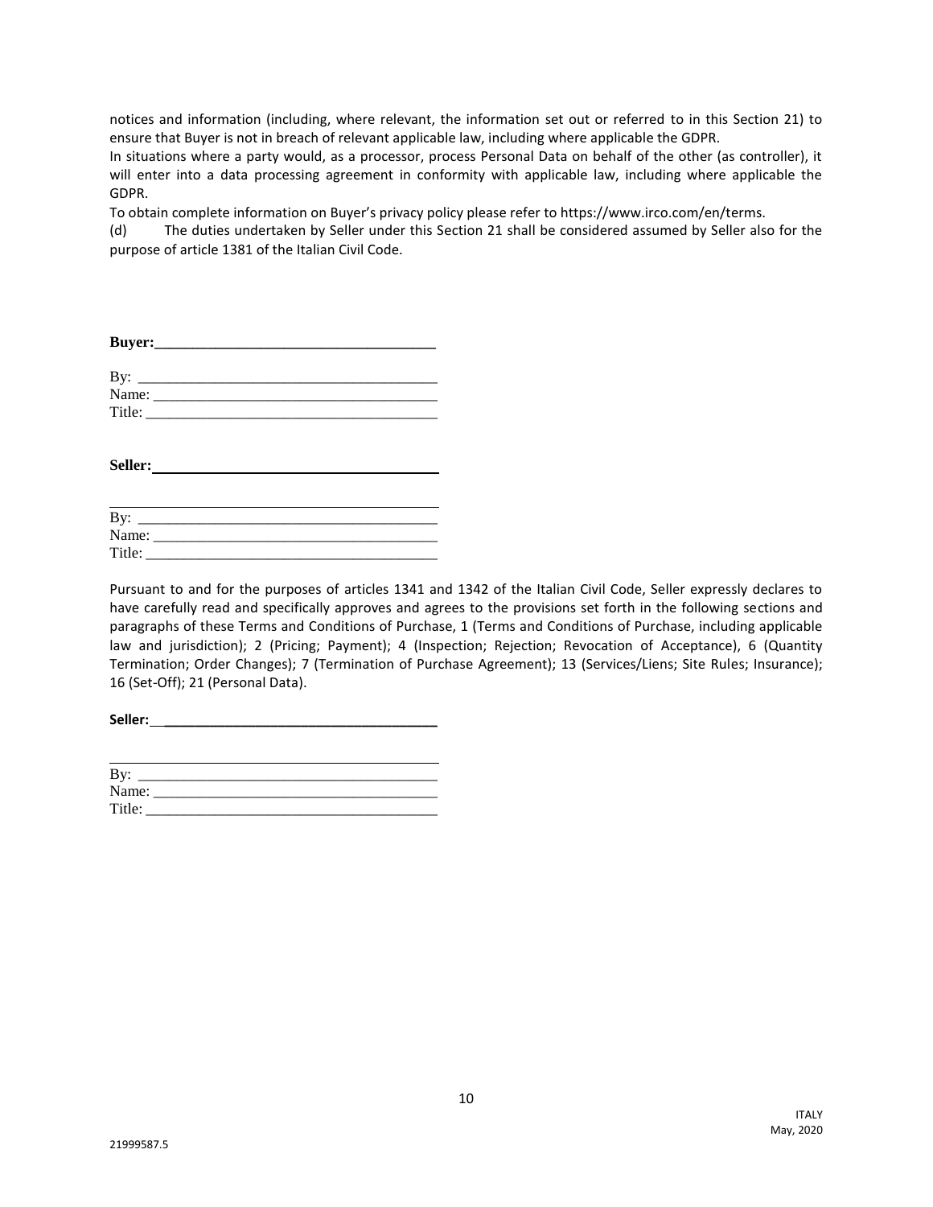notices and information (including, where relevant, the information set out or referred to in this Section 21) to ensure that Buyer is not in breach of relevant applicable law, including where applicable the GDPR.

In situations where a party would, as a processor, process Personal Data on behalf of the other (as controller), it will enter into a data processing agreement in conformity with applicable law, including where applicable the GDPR.

To obtain complete information on Buyer's privacy policy please refer to https://www.irco.com/en/terms.

(d) The duties undertaken by Seller under this Section 21 shall be considered assumed by Seller also for the purpose of article 1381 of the Italian Civil Code.

**Buyer:\_\_\_\_\_\_\_\_\_\_\_\_\_\_\_\_\_\_\_\_\_\_\_\_\_\_\_\_\_\_\_\_\_\_\_\_\_\_**

By: \_\_\_\_\_\_\_\_\_\_\_\_\_\_\_\_\_\_\_\_\_\_\_\_\_\_\_\_\_\_\_\_\_\_\_\_\_\_\_\_
Name: \_\_\_\_\_\_\_\_\_\_\_\_\_\_\_\_\_\_\_\_\_\_\_\_\_\_\_\_\_\_\_\_\_\_\_\_\_\_
Title: \_\_\_\_\_\_\_\_\_\_\_\_\_\_\_\_\_\_\_\_\_\_\_\_\_\_\_\_\_\_\_\_\_\_\_\_\_\_\_

**Seller:\_\_\_\_\_\_\_\_\_\_\_\_\_\_\_\_\_\_\_\_\_\_\_\_\_\_\_\_\_\_\_\_\_\_\_\_\_\_**

By: \_\_\_\_\_\_\_\_\_\_\_\_\_\_\_\_\_\_\_\_\_\_\_\_\_\_\_\_\_\_\_\_\_\_\_\_\_\_\_\_
Name: \_\_\_\_\_\_\_\_\_\_\_\_\_\_\_\_\_\_\_\_\_\_\_\_\_\_\_\_\_\_\_\_\_\_\_\_\_\_
Title: \_\_\_\_\_\_\_\_\_\_\_\_\_\_\_\_\_\_\_\_\_\_\_\_\_\_\_\_\_\_\_\_\_\_\_\_\_\_\_

Pursuant to and for the purposes of articles 1341 and 1342 of the Italian Civil Code, Seller expressly declares to have carefully read and specifically approves and agrees to the provisions set forth in the following sections and paragraphs of these Terms and Conditions of Purchase, 1 (Terms and Conditions of Purchase, including applicable law and jurisdiction); 2 (Pricing; Payment); 4 (Inspection; Rejection; Revocation of Acceptance), 6 (Quantity Termination; Order Changes); 7 (Termination of Purchase Agreement); 13 (Services/Liens; Site Rules; Insurance); 16 (Set-Off); 21 (Personal Data).

**Seller:\_\_\_\_\_\_\_\_\_\_\_\_\_\_\_\_\_\_\_\_\_\_\_\_\_\_\_\_\_\_\_\_\_\_\_\_\_\_**

By: \_\_\_\_\_\_\_\_\_\_\_\_\_\_\_\_\_\_\_\_\_\_\_\_\_\_\_\_\_\_\_\_\_\_\_\_\_\_\_\_
Name: \_\_\_\_\_\_\_\_\_\_\_\_\_\_\_\_\_\_\_\_\_\_\_\_\_\_\_\_\_\_\_\_\_\_\_\_\_\_
Title: \_\_\_\_\_\_\_\_\_\_\_\_\_\_\_\_\_\_\_\_\_\_\_\_\_\_\_\_\_\_\_\_\_\_\_\_\_\_\_